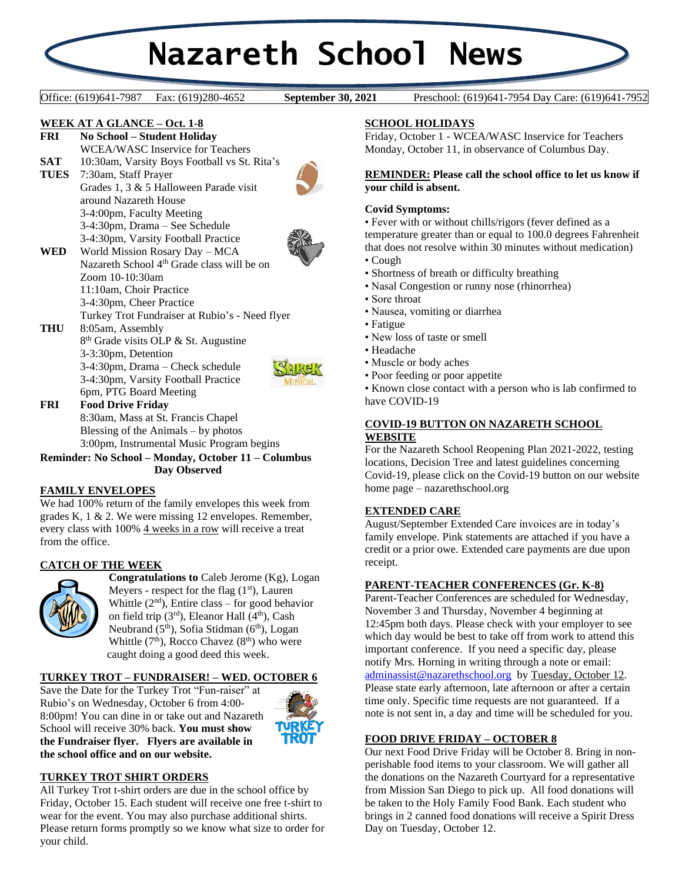# Nazareth School News

Office: (619)641-7987 Fax: (619)280-4652 **September 30, 2021** Preschool: (619)641-7954 Day Care: (619)641-7952

## WEEK AT A GLANCE – Oct. 1-8

**FRI** **No School – Student Holiday**
WCEA/WASC Inservice for Teachers

**SAT** 10:30am, Varsity Boys Football vs St. Rita's

**TUES** 7:30am, Staff Prayer
Grades 1, 3 & 5 Halloween Parade visit around Nazareth House
3-4:00pm, Faculty Meeting
3-4:30pm, Drama – See Schedule
3-4:30pm, Varsity Football Practice

**WED** World Mission Rosary Day – MCA
Nazareth School 4th Grade class will be on Zoom 10-10:30am
11:10am, Choir Practice
3-4:30pm, Cheer Practice
Turkey Trot Fundraiser at Rubio's - Need flyer

**THU** 8:05am, Assembly
8th Grade visits OLP & St. Augustine
3-3:30pm, Detention
3-4:30pm, Drama – Check schedule
3-4:30pm, Varsity Football Practice
6pm, PTG Board Meeting

**FRI** **Food Drive Friday**
8:30am, Mass at St. Francis Chapel
Blessing of the Animals – by photos
3:00pm, Instrumental Music Program begins

**Reminder: No School – Monday, October 11 – Columbus Day Observed**

## FAMILY ENVELOPES

We had 100% return of the family envelopes this week from grades K, 1 & 2. We were missing 12 envelopes. Remember, every class with 100% 4 weeks in a row will receive a treat from the office.

## CATCH OF THE WEEK

**Congratulations to** Caleb Jerome (Kg), Logan Meyers - respect for the flag (1st), Lauren Whittle (2nd), Entire class – for good behavior on field trip (3rd), Eleanor Hall (4th), Cash Neubrand (5th), Sofia Stidman (6th), Logan Whittle (7th), Rocco Chavez (8th) who were caught doing a good deed this week.

## TURKEY TROT – FUNDRAISER! – WED. OCTOBER 6

Save the Date for the Turkey Trot "Fun-raiser" at Rubio's on Wednesday, October 6 from 4:00-8:00pm! You can dine in or take out and Nazareth School will receive 30% back. **You must show the Fundraiser flyer. Flyers are available in the school office and on our website.**

## TURKEY TROT SHIRT ORDERS

All Turkey Trot t-shirt orders are due in the school office by Friday, October 15. Each student will receive one free t-shirt to wear for the event. You may also purchase additional shirts. Please return forms promptly so we know what size to order for your child.

## SCHOOL HOLIDAYS

Friday, October 1 - WCEA/WASC Inservice for Teachers
Monday, October 11, in observance of Columbus Day.

**REMINDER: Please call the school office to let us know if your child is absent.**

**Covid Symptoms:**

- Fever with or without chills/rigors (fever defined as a temperature greater than or equal to 100.0 degrees Fahrenheit that does not resolve within 30 minutes without medication)
- Cough
- Shortness of breath or difficulty breathing
- Nasal Congestion or runny nose (rhinorrhea)
- Sore throat
- Nausea, vomiting or diarrhea
- Fatigue
- New loss of taste or smell
- Headache
- Muscle or body aches
- Poor feeding or poor appetite
- Known close contact with a person who is lab confirmed to have COVID-19

## COVID-19 BUTTON ON NAZARETH SCHOOL WEBSITE

For the Nazareth School Reopening Plan 2021-2022, testing locations, Decision Tree and latest guidelines concerning Covid-19, please click on the Covid-19 button on our website home page – nazarethschool.org

## EXTENDED CARE

August/September Extended Care invoices are in today's family envelope. Pink statements are attached if you have a credit or a prior owe. Extended care payments are due upon receipt.

## PARENT-TEACHER CONFERENCES (Gr. K-8)

Parent-Teacher Conferences are scheduled for Wednesday, November 3 and Thursday, November 4 beginning at 12:45pm both days. Please check with your employer to see which day would be best to take off from work to attend this important conference. If you need a specific day, please notify Mrs. Horning in writing through a note or email: adminassist@nazarethschool.org by Tuesday, October 12. Please state early afternoon, late afternoon or after a certain time only. Specific time requests are not guaranteed. If a note is not sent in, a day and time will be scheduled for you.

## FOOD DRIVE FRIDAY – OCTOBER 8

Our next Food Drive Friday will be October 8. Bring in non-perishable food items to your classroom. We will gather all the donations on the Nazareth Courtyard for a representative from Mission San Diego to pick up. All food donations will be taken to the Holy Family Food Bank. Each student who brings in 2 canned food donations will receive a Spirit Dress Day on Tuesday, October 12.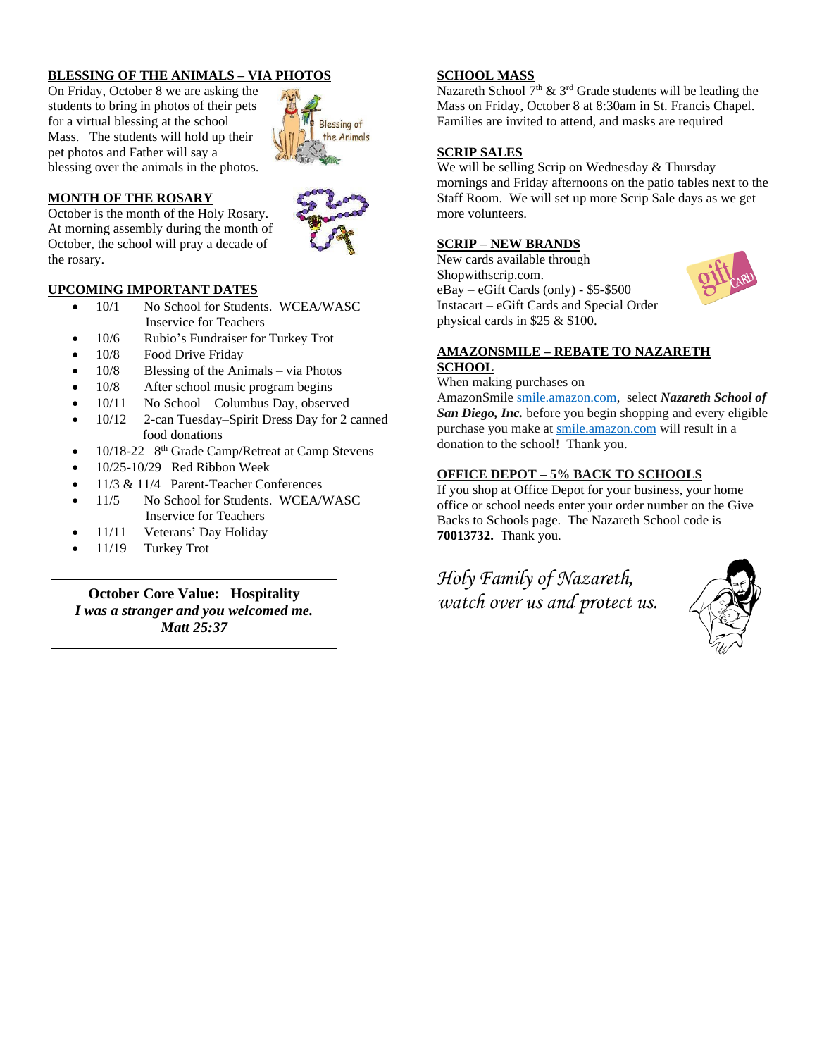## BLESSING OF THE ANIMALS – VIA PHOTOS

On Friday, October 8 we are asking the students to bring in photos of their pets for a virtual blessing at the school Mass. The students will hold up their pet photos and Father will say a blessing over the animals in the photos.

## MONTH OF THE ROSARY

October is the month of the Holy Rosary. At morning assembly during the month of October, the school will pray a decade of the rosary.

## UPCOMING IMPORTANT DATES

- 10/1 No School for Students. WCEA/WASC Inservice for Teachers
- 10/6 Rubio's Fundraiser for Turkey Trot
- 10/8 Food Drive Friday
- 10/8 Blessing of the Animals – via Photos
- 10/8 After school music program begins
- 10/11 No School – Columbus Day, observed
- 10/12 2-can Tuesday–Spirit Dress Day for 2 canned food donations
- 10/18-22 8th Grade Camp/Retreat at Camp Stevens
- 10/25-10/29 Red Ribbon Week
- 11/3 & 11/4 Parent-Teacher Conferences
- 11/5 No School for Students. WCEA/WASC Inservice for Teachers
- 11/11 Veterans' Day Holiday
- 11/19 Turkey Trot

**October Core Value: Hospitality**
***I was a stranger and you welcomed me.***
***Matt 25:37***

## SCHOOL MASS

Nazareth School 7th & 3rd Grade students will be leading the Mass on Friday, October 8 at 8:30am in St. Francis Chapel. Families are invited to attend, and masks are required

## SCRIP SALES

We will be selling Scrip on Wednesday & Thursday mornings and Friday afternoons on the patio tables next to the Staff Room. We will set up more Scrip Sale days as we get more volunteers.

## SCRIP – NEW BRANDS

New cards available through Shopwithscrip.com.
eBay – eGift Cards (only) - $5-$500
Instacart – eGift Cards and Special Order physical cards in $25 & $100.

## AMAZONSMILE – REBATE TO NAZARETH SCHOOL

When making purchases on AmazonSmile smile.amazon.com, select ***Nazareth School of San Diego, Inc.*** before you begin shopping and every eligible purchase you make at smile.amazon.com will result in a donation to the school! Thank you.

## OFFICE DEPOT – 5% BACK TO SCHOOLS

If you shop at Office Depot for your business, your home office or school needs enter your order number on the Give Backs to Schools page. The Nazareth School code is **70013732.** Thank you.

*Holy Family of Nazareth,*
*watch over us and protect us.*